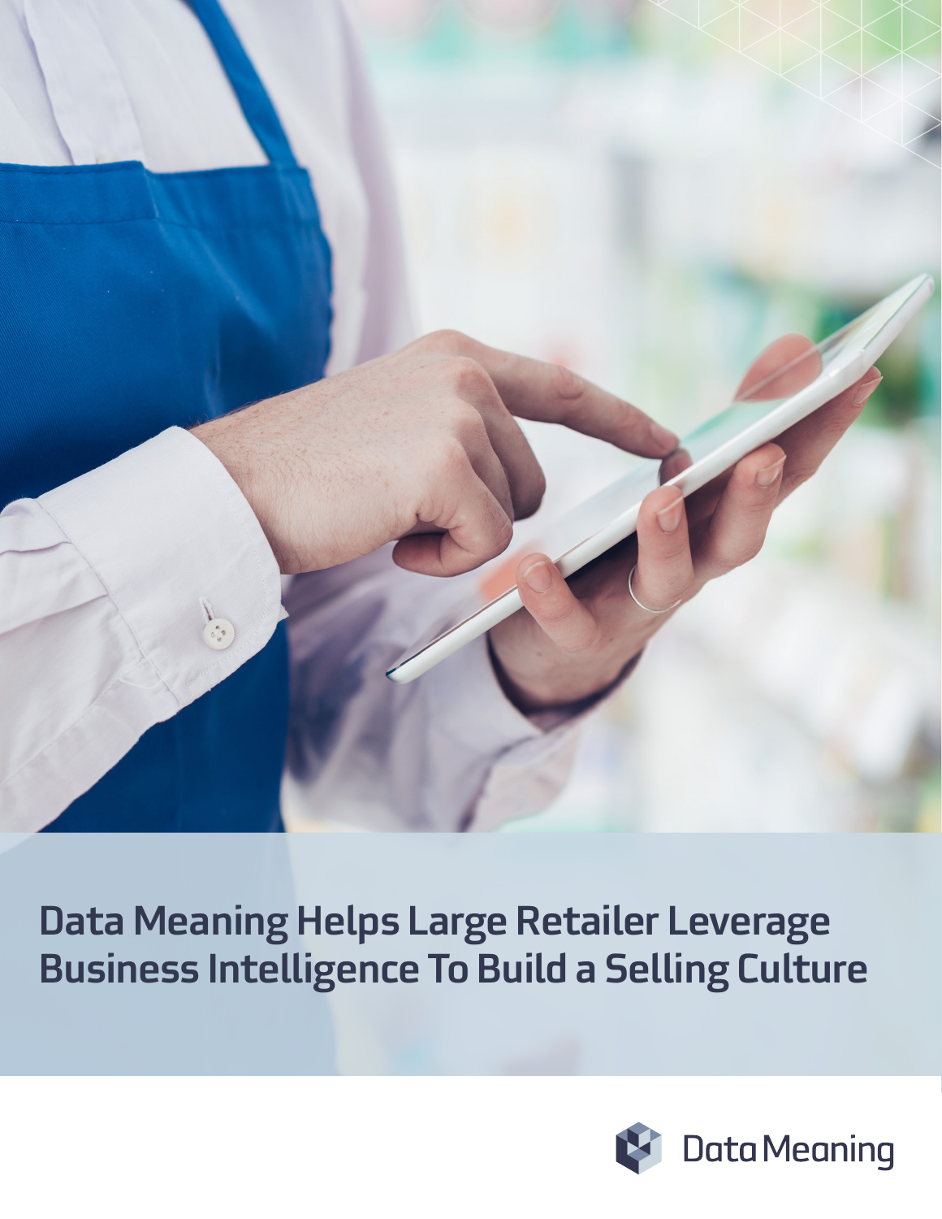# Data Meaning Helps Large Retailer Leverage Business Intelligence To Build a Selling Culture

Data Meaning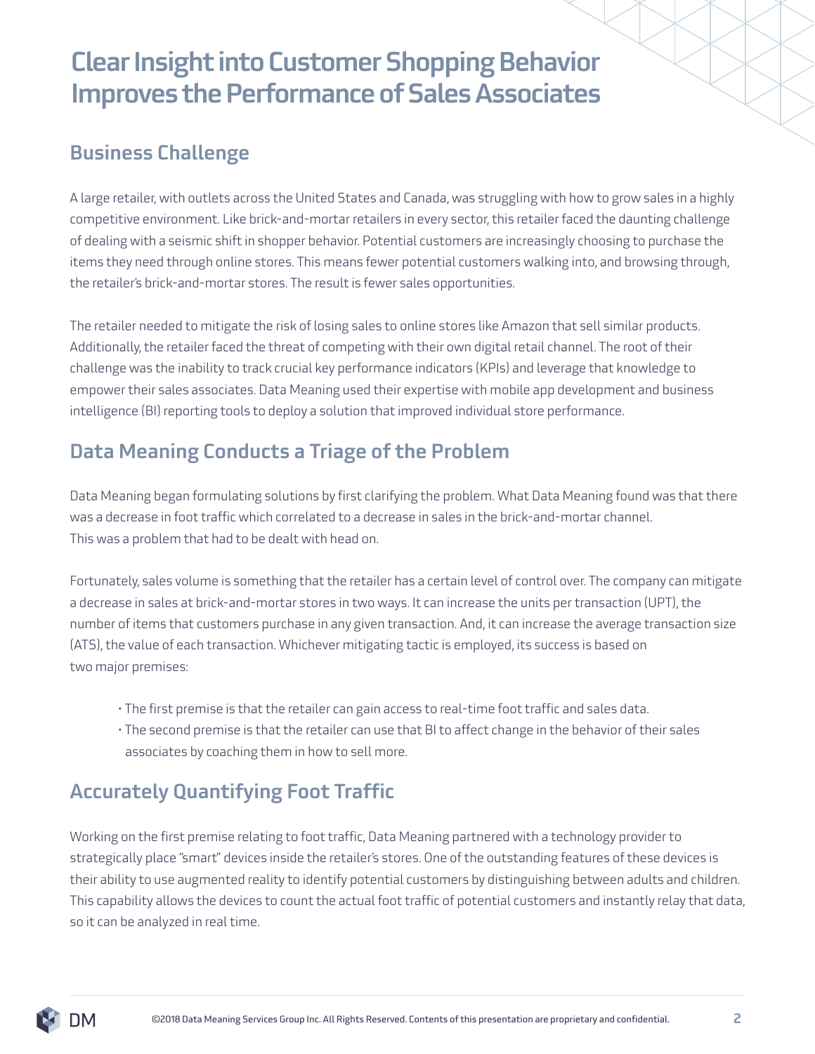# Clear Insight into Customer Shopping Behavior Improves the Performance of Sales Associates

## Business Challenge

A large retailer, with outlets across the United States and Canada, was struggling with how to grow sales in a highly competitive environment. Like brick-and-mortar retailers in every sector, this retailer faced the daunting challenge of dealing with a seismic shift in shopper behavior. Potential customers are increasingly choosing to purchase the items they need through online stores. This means fewer potential customers walking into, and browsing through, the retailer's brick-and-mortar stores. The result is fewer sales opportunities.

The retailer needed to mitigate the risk of losing sales to online stores like Amazon that sell similar products. Additionally, the retailer faced the threat of competing with their own digital retail channel. The root of their challenge was the inability to track crucial key performance indicators (KPIs) and leverage that knowledge to empower their sales associates. Data Meaning used their expertise with mobile app development and business intelligence (BI) reporting tools to deploy a solution that improved individual store performance.

## Data Meaning Conducts a Triage of the Problem

Data Meaning began formulating solutions by first clarifying the problem. What Data Meaning found was that there was a decrease in foot traffic which correlated to a decrease in sales in the brick-and-mortar channel. This was a problem that had to be dealt with head on.

Fortunately, sales volume is something that the retailer has a certain level of control over. The company can mitigate a decrease in sales at brick-and-mortar stores in two ways. It can increase the units per transaction (UPT), the number of items that customers purchase in any given transaction. And, it can increase the average transaction size (ATS), the value of each transaction. Whichever mitigating tactic is employed, its success is based on two major premises:

- The first premise is that the retailer can gain access to real-time foot traffic and sales data.
- The second premise is that the retailer can use that BI to affect change in the behavior of their sales associates by coaching them in how to sell more.

## Accurately Quantifying Foot Traffic

Working on the first premise relating to foot traffic, Data Meaning partnered with a technology provider to strategically place "smart" devices inside the retailer's stores. One of the outstanding features of these devices is their ability to use augmented reality to identify potential customers by distinguishing between adults and children. This capability allows the devices to count the actual foot traffic of potential customers and instantly relay that data, so it can be analyzed in real time.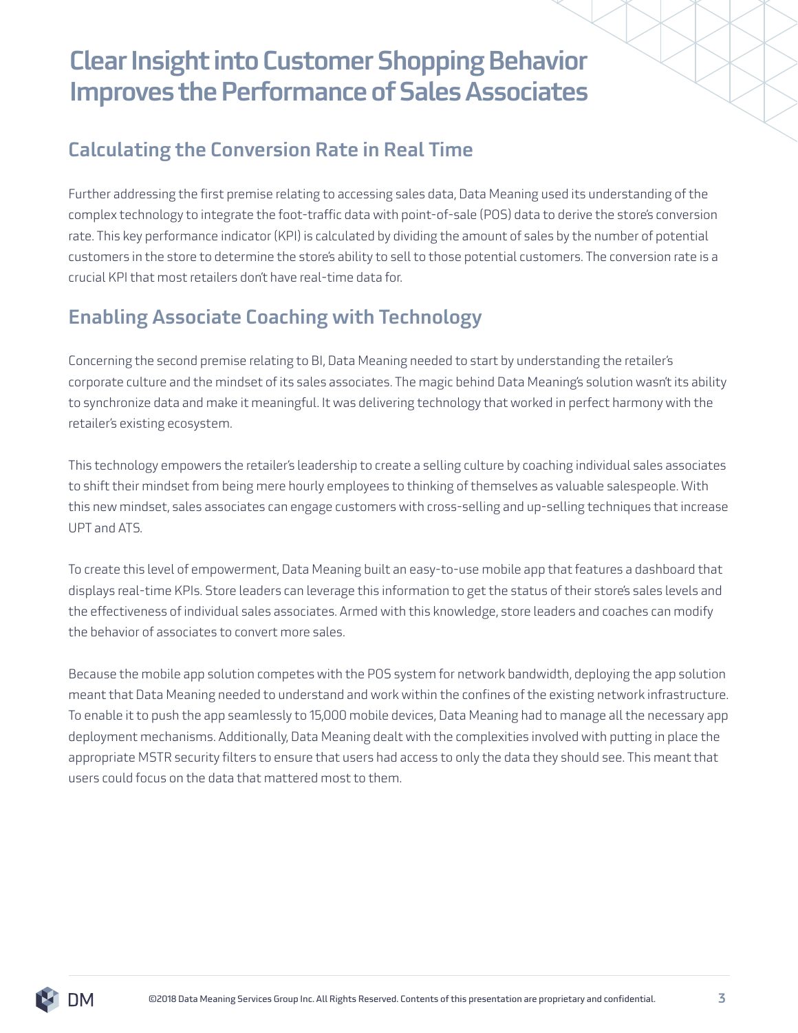# Clear Insight into Customer Shopping Behavior Improves the Performance of Sales Associates

## Calculating the Conversion Rate in Real Time

Further addressing the first premise relating to accessing sales data, Data Meaning used its understanding of the complex technology to integrate the foot-traffic data with point-of-sale (POS) data to derive the store's conversion rate. This key performance indicator (KPI) is calculated by dividing the amount of sales by the number of potential customers in the store to determine the store's ability to sell to those potential customers. The conversion rate is a crucial KPI that most retailers don't have real-time data for.

## Enabling Associate Coaching with Technology

Concerning the second premise relating to BI, Data Meaning needed to start by understanding the retailer's corporate culture and the mindset of its sales associates. The magic behind Data Meaning's solution wasn't its ability to synchronize data and make it meaningful. It was delivering technology that worked in perfect harmony with the retailer's existing ecosystem.

This technology empowers the retailer's leadership to create a selling culture by coaching individual sales associates to shift their mindset from being mere hourly employees to thinking of themselves as valuable salespeople. With this new mindset, sales associates can engage customers with cross-selling and up-selling techniques that increase UPT and ATS.

To create this level of empowerment, Data Meaning built an easy-to-use mobile app that features a dashboard that displays real-time KPIs. Store leaders can leverage this information to get the status of their store's sales levels and the effectiveness of individual sales associates. Armed with this knowledge, store leaders and coaches can modify the behavior of associates to convert more sales.

Because the mobile app solution competes with the POS system for network bandwidth, deploying the app solution meant that Data Meaning needed to understand and work within the confines of the existing network infrastructure. To enable it to push the app seamlessly to 15,000 mobile devices, Data Meaning had to manage all the necessary app deployment mechanisms. Additionally, Data Meaning dealt with the complexities involved with putting in place the appropriate MSTR security filters to ensure that users had access to only the data they should see. This meant that users could focus on the data that mattered most to them.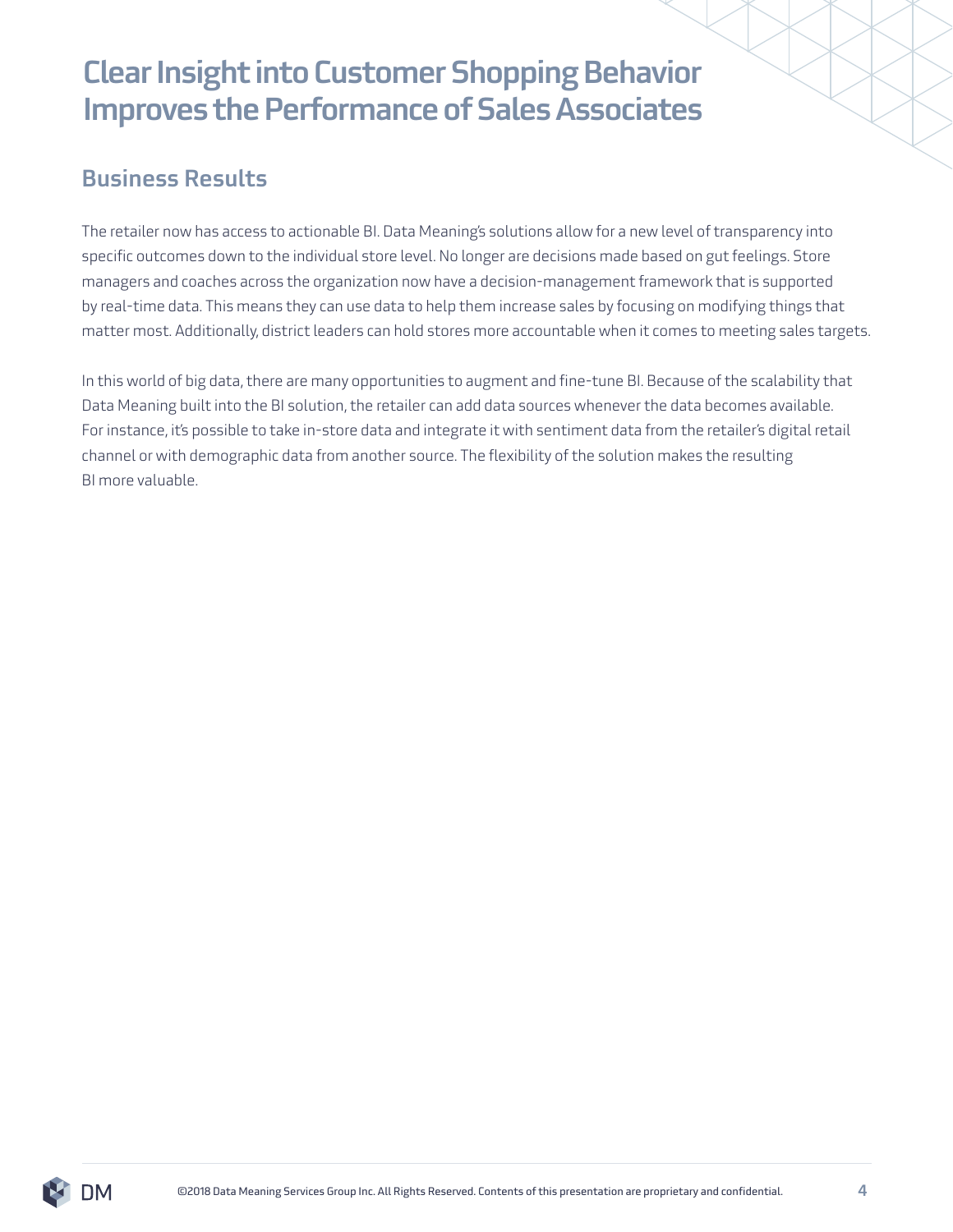# Clear Insight into Customer Shopping Behavior Improves the Performance of Sales Associates

## Business Results

The retailer now has access to actionable BI. Data Meaning's solutions allow for a new level of transparency into specific outcomes down to the individual store level. No longer are decisions made based on gut feelings. Store managers and coaches across the organization now have a decision-management framework that is supported by real-time data. This means they can use data to help them increase sales by focusing on modifying things that matter most. Additionally, district leaders can hold stores more accountable when it comes to meeting sales targets.

In this world of big data, there are many opportunities to augment and fine-tune BI. Because of the scalability that Data Meaning built into the BI solution, the retailer can add data sources whenever the data becomes available. For instance, it's possible to take in-store data and integrate it with sentiment data from the retailer's digital retail channel or with demographic data from another source. The flexibility of the solution makes the resulting BI more valuable.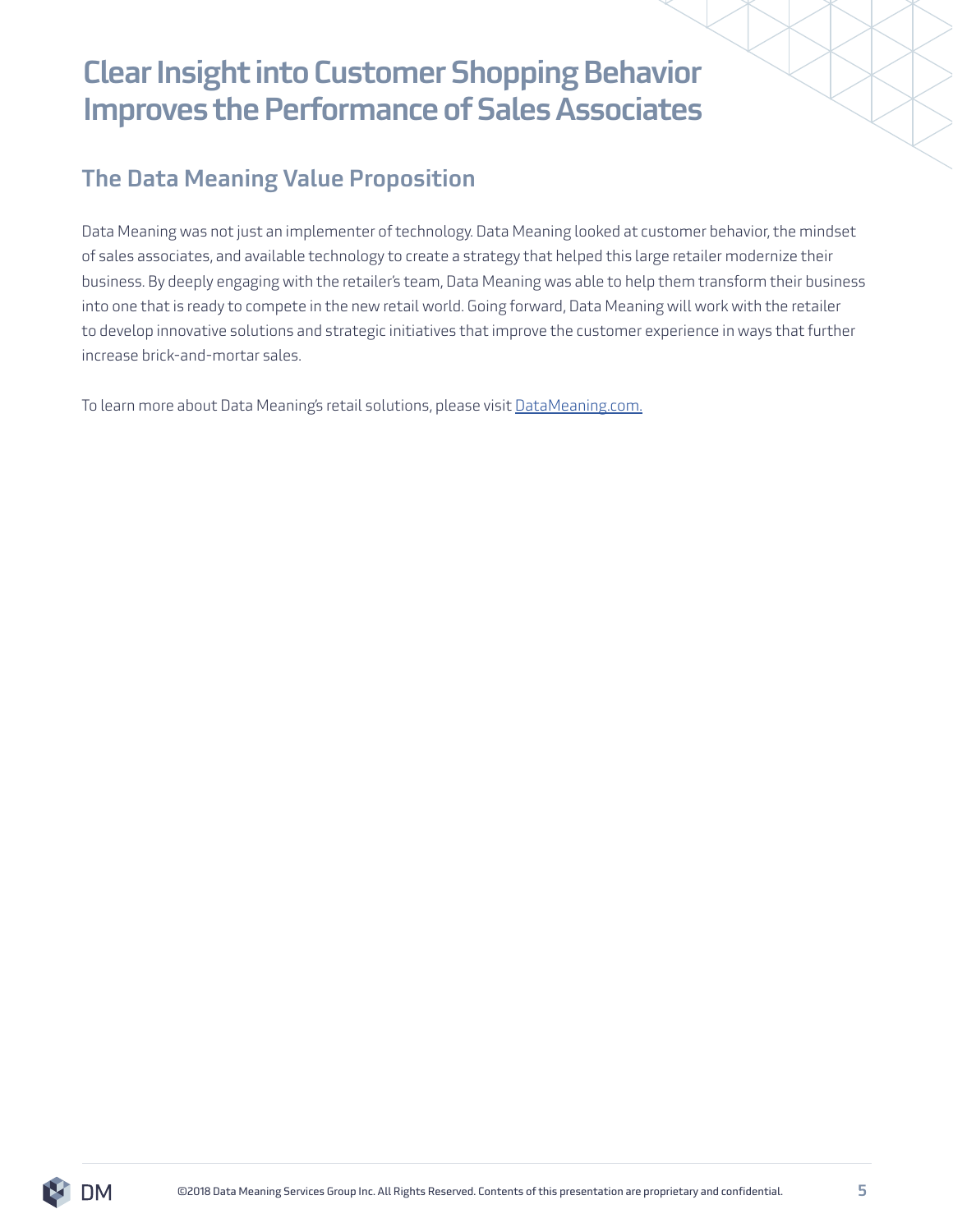# Clear Insight into Customer Shopping Behavior Improves the Performance of Sales Associates

## The Data Meaning Value Proposition

Data Meaning was not just an implementer of technology. Data Meaning looked at customer behavior, the mindset of sales associates, and available technology to create a strategy that helped this large retailer modernize their business. By deeply engaging with the retailer's team, Data Meaning was able to help them transform their business into one that is ready to compete in the new retail world. Going forward, Data Meaning will work with the retailer to develop innovative solutions and strategic initiatives that improve the customer experience in ways that further increase brick-and-mortar sales.

To learn more about Data Meaning's retail solutions, please visit [DataMeaning.com.](DataMeaning.com)